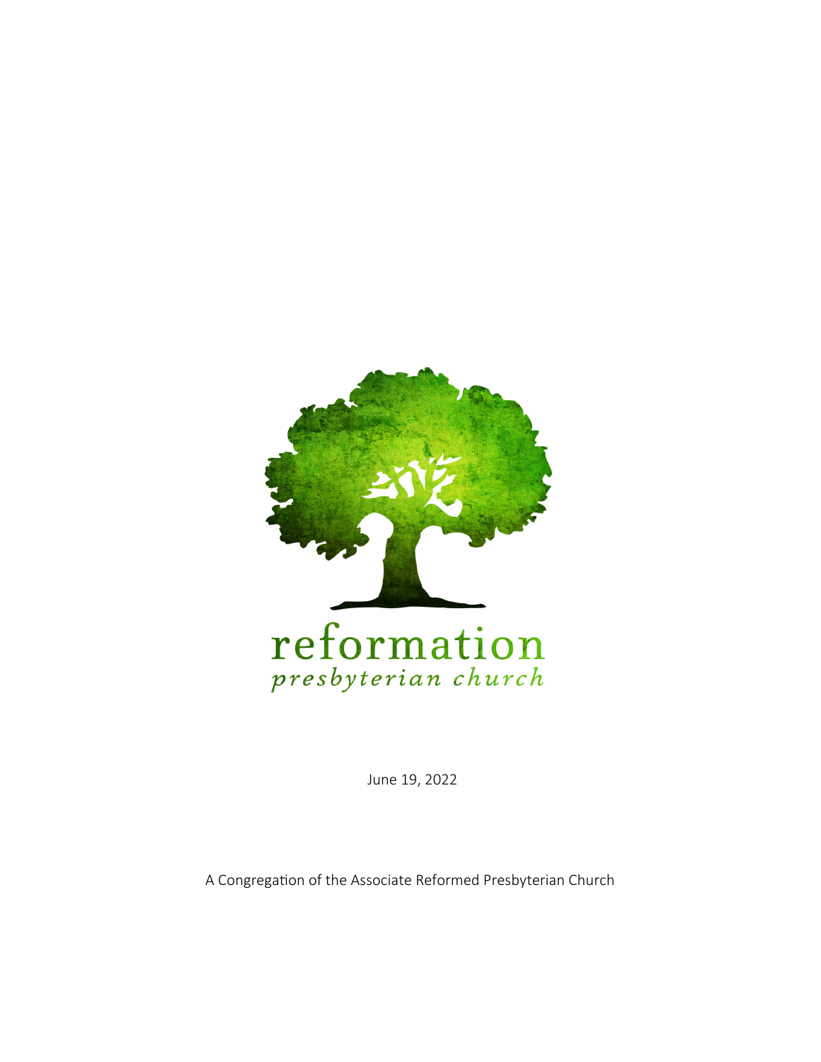# reformation

*presbyterian church*

June 19, 2022

A Congregation of the Associate Reformed Presbyterian Church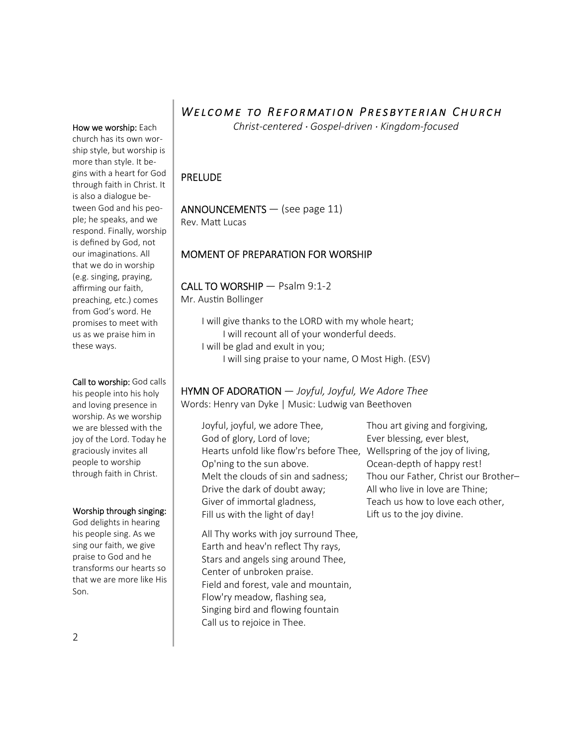# *Welcome to Reformation Presbyterian Church*

*Christ-centered · Gospel-driven · Kingdom-focused*

**How we worship:** Each church has its own worship style, but worship is more than style. It begins with a heart for God through faith in Christ. It is also a dialogue between God and his people; he speaks, and we respond. Finally, worship is defined by God, not our imaginations. All that we do in worship (e.g. singing, praying, affirming our faith, preaching, etc.) comes from God's word. He promises to meet with us as we praise him in these ways.

## PRELUDE

## ANNOUNCEMENTS — (see page 11)

Rev. Matt Lucas

## MOMENT OF PREPARATION FOR WORSHIP

**Call to worship:** God calls his people into his holy and loving presence in worship. As we worship we are blessed with the joy of the Lord. Today he graciously invites all people to worship through faith in Christ.

## CALL TO WORSHIP — Psalm 9:1-2

Mr. Austin Bollinger

I will give thanks to the LORD with my whole heart;
    I will recount all of your wonderful deeds.
I will be glad and exult in you;
    I will sing praise to your name, O Most High. (ESV)

**Worship through singing:** God delights in hearing his people sing. As we sing our faith, we give praise to God and he transforms our hearts so that we are more like His Son.

## HYMN OF ADORATION — *Joyful, Joyful, We Adore Thee*

Words: Henry van Dyke | Music: Ludwig van Beethoven

Joyful, joyful, we adore Thee,
God of glory, Lord of love;
Hearts unfold like flow'rs before Thee,
Op'ning to the sun above.
Melt the clouds of sin and sadness;
Drive the dark of doubt away;
Giver of immortal gladness,
Fill us with the light of day!

All Thy works with joy surround Thee,
Earth and heav'n reflect Thy rays,
Stars and angels sing around Thee,
Center of unbroken praise.
Field and forest, vale and mountain,
Flow'ry meadow, flashing sea,
Singing bird and flowing fountain
Call us to rejoice in Thee.

Thou art giving and forgiving,
Ever blessing, ever blest,
Wellspring of the joy of living,
Ocean-depth of happy rest!
Thou our Father, Christ our Brother–
All who live in love are Thine;
Teach us how to love each other,
Lift us to the joy divine.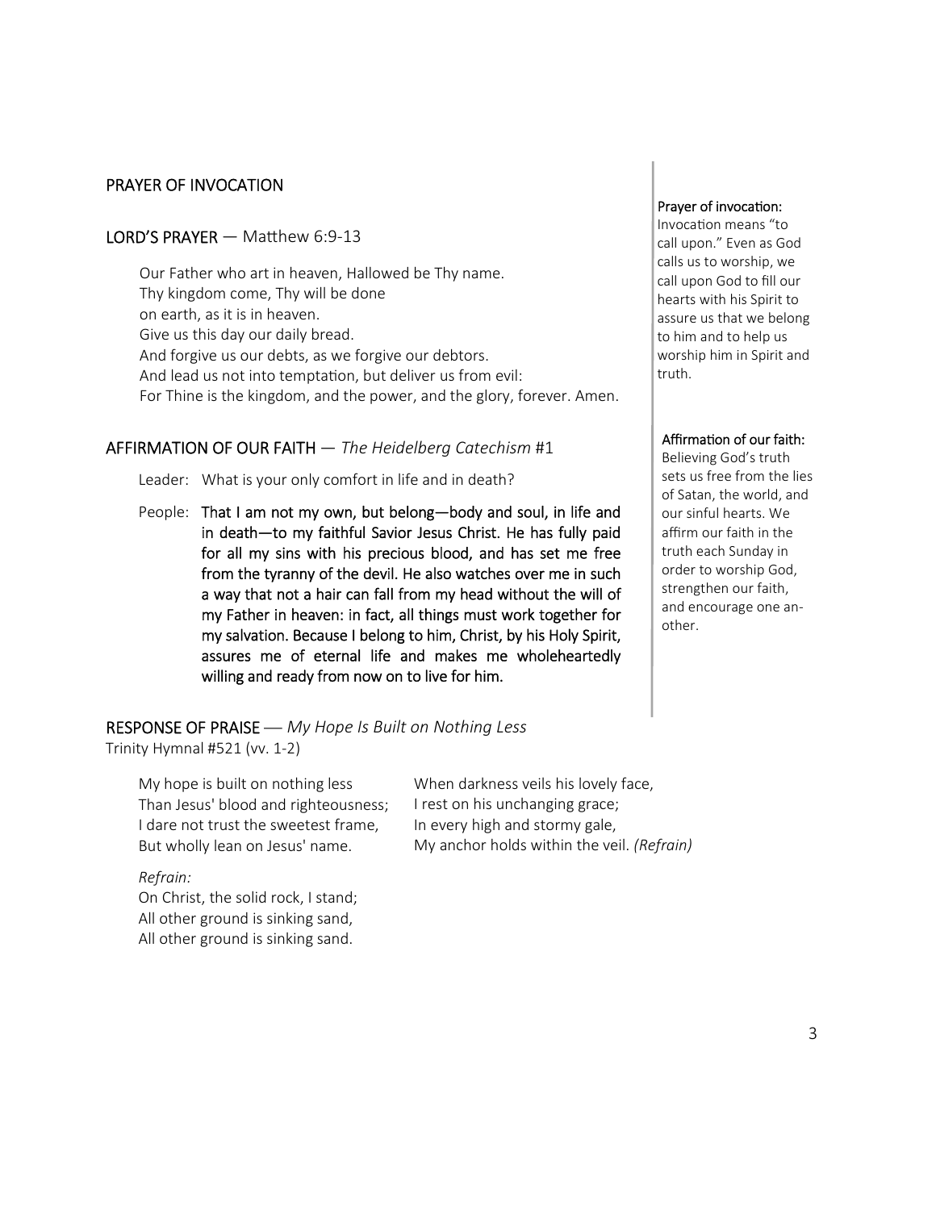## PRAYER OF INVOCATION

## LORD'S PRAYER — Matthew 6:9-13

Our Father who art in heaven, Hallowed be Thy name.
Thy kingdom come, Thy will be done
on earth, as it is in heaven.
Give us this day our daily bread.
And forgive us our debts, as we forgive our debtors.
And lead us not into temptation, but deliver us from evil:
For Thine is the kingdom, and the power, and the glory, forever. Amen.

## AFFIRMATION OF OUR FAITH — *The Heidelberg Catechism* #1

Leader: What is your only comfort in life and in death?

People: **That I am not my own, but belong—body and soul, in life and in death—to my faithful Savior Jesus Christ. He has fully paid for all my sins with his precious blood, and has set me free from the tyranny of the devil. He also watches over me in such a way that not a hair can fall from my head without the will of my Father in heaven: in fact, all things must work together for my salvation. Because I belong to him, Christ, by his Holy Spirit, assures me of eternal life and makes me wholeheartedly willing and ready from now on to live for him.**

**Prayer of invocation:**
Invocation means "to call upon." Even as God calls us to worship, we call upon God to fill our hearts with his Spirit to assure us that we belong to him and to help us worship him in Spirit and truth.

**Affirmation of our faith:**
Believing God's truth sets us free from the lies of Satan, the world, and our sinful hearts. We affirm our faith in the truth each Sunday in order to worship God, strengthen our faith, and encourage one another.

## RESPONSE OF PRAISE — *My Hope Is Built on Nothing Less*

Trinity Hymnal #521 (vv. 1-2)

My hope is built on nothing less
Than Jesus' blood and righteousness;
I dare not trust the sweetest frame,
But wholly lean on Jesus' name.

*Refrain:*
On Christ, the solid rock, I stand;
All other ground is sinking sand,
All other ground is sinking sand.

When darkness veils his lovely face,
I rest on his unchanging grace;
In every high and stormy gale,
My anchor holds within the veil. *(Refrain)*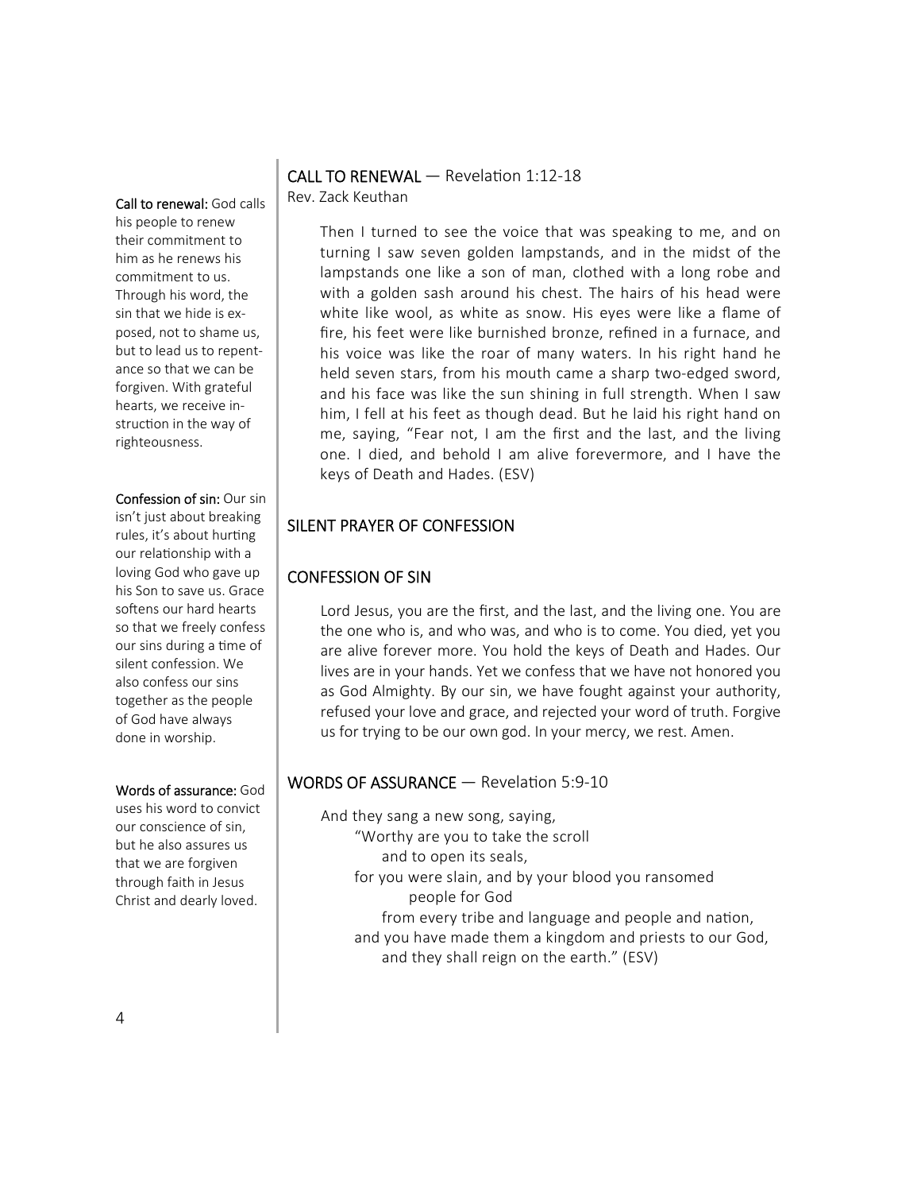**Call to renewal:** God calls his people to renew their commitment to him as he renews his commitment to us. Through his word, the sin that we hide is exposed, not to shame us, but to lead us to repentance so that we can be forgiven. With grateful hearts, we receive instruction in the way of righteousness.

**Confession of sin:** Our sin isn't just about breaking rules, it's about hurting our relationship with a loving God who gave up his Son to save us. Grace softens our hard hearts so that we freely confess our sins during a time of silent confession. We also confess our sins together as the people of God have always done in worship.

**Words of assurance:** God uses his word to convict our conscience of sin, but he also assures us that we are forgiven through faith in Jesus Christ and dearly loved.

## CALL TO RENEWAL — Revelation 1:12-18

Rev. Zack Keuthan

> Then I turned to see the voice that was speaking to me, and on turning I saw seven golden lampstands, and in the midst of the lampstands one like a son of man, clothed with a long robe and with a golden sash around his chest. The hairs of his head were white like wool, as white as snow. His eyes were like a flame of fire, his feet were like burnished bronze, refined in a furnace, and his voice was like the roar of many waters. In his right hand he held seven stars, from his mouth came a sharp two-edged sword, and his face was like the sun shining in full strength. When I saw him, I fell at his feet as though dead. But he laid his right hand on me, saying, "Fear not, I am the first and the last, and the living one. I died, and behold I am alive forevermore, and I have the keys of Death and Hades. (ESV)

## SILENT PRAYER OF CONFESSION

## CONFESSION OF SIN

> Lord Jesus, you are the first, and the last, and the living one. You are the one who is, and who was, and who is to come. You died, yet you are alive forever more. You hold the keys of Death and Hades. Our lives are in your hands. Yet we confess that we have not honored you as God Almighty. By our sin, we have fought against your authority, refused your love and grace, and rejected your word of truth. Forgive us for trying to be our own god. In your mercy, we rest. Amen.

## WORDS OF ASSURANCE — Revelation 5:9-10

> And they sang a new song, saying,
> "Worthy are you to take the scroll
> and to open its seals,
> for you were slain, and by your blood you ransomed
> people for God
> from every tribe and language and people and nation,
> and you have made them a kingdom and priests to our God,
> and they shall reign on the earth." (ESV)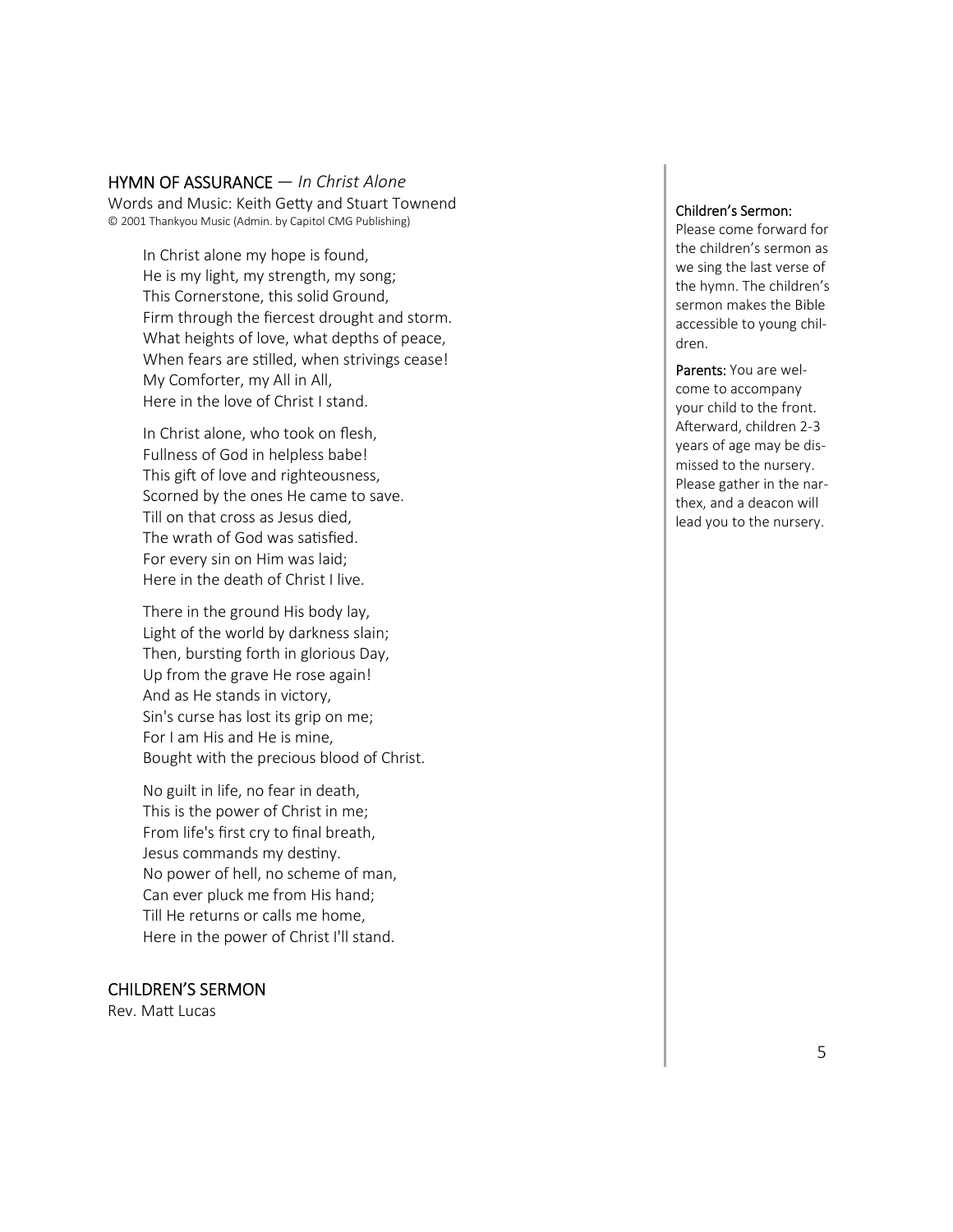## HYMN OF ASSURANCE — *In Christ Alone*

Words and Music: Keith Getty and Stuart Townend
© 2001 Thankyou Music (Admin. by Capitol CMG Publishing)

In Christ alone my hope is found,
He is my light, my strength, my song;
This Cornerstone, this solid Ground,
Firm through the fiercest drought and storm.
What heights of love, what depths of peace,
When fears are stilled, when strivings cease!
My Comforter, my All in All,
Here in the love of Christ I stand.

In Christ alone, who took on flesh,
Fullness of God in helpless babe!
This gift of love and righteousness,
Scorned by the ones He came to save.
Till on that cross as Jesus died,
The wrath of God was satisfied.
For every sin on Him was laid;
Here in the death of Christ I live.

There in the ground His body lay,
Light of the world by darkness slain;
Then, bursting forth in glorious Day,
Up from the grave He rose again!
And as He stands in victory,
Sin's curse has lost its grip on me;
For I am His and He is mine,
Bought with the precious blood of Christ.

No guilt in life, no fear in death,
This is the power of Christ in me;
From life's first cry to final breath,
Jesus commands my destiny.
No power of hell, no scheme of man,
Can ever pluck me from His hand;
Till He returns or calls me home,
Here in the power of Christ I'll stand.

## CHILDREN'S SERMON

Rev. Matt Lucas

**Children's Sermon:**
Please come forward for the children's sermon as we sing the last verse of the hymn. The children's sermon makes the Bible accessible to young children.

**Parents:** You are welcome to accompany your child to the front. Afterward, children 2-3 years of age may be dismissed to the nursery. Please gather in the narthex, and a deacon will lead you to the nursery.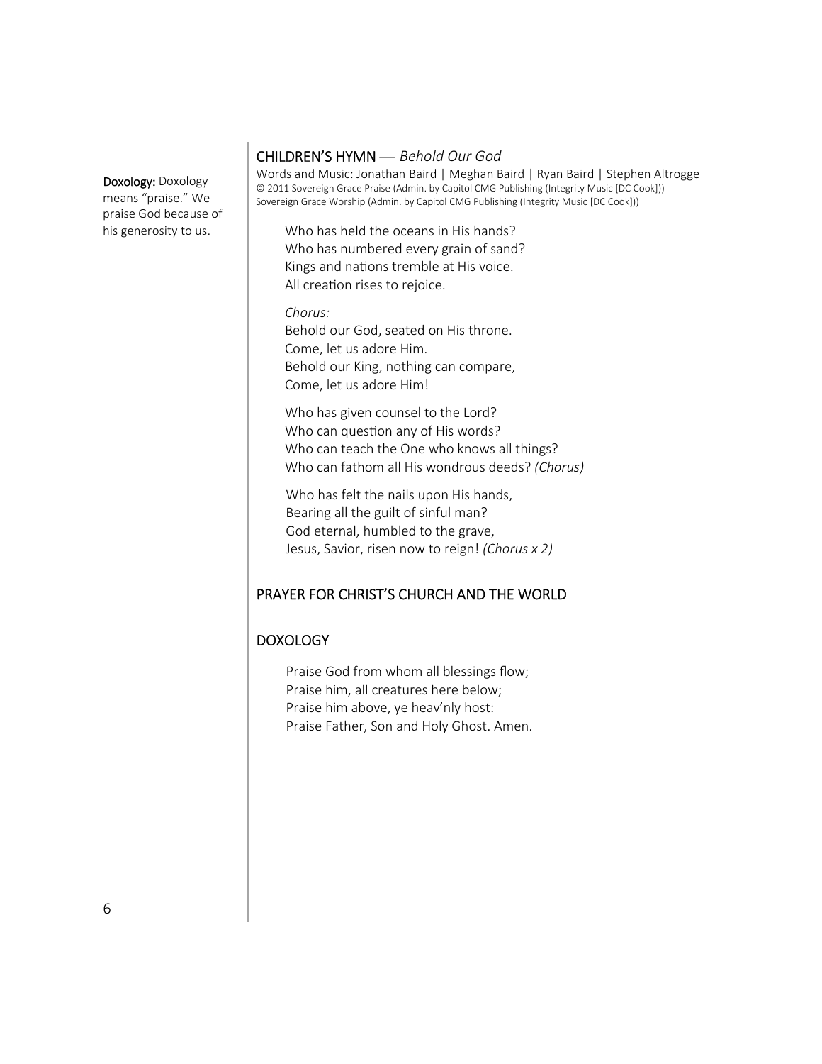**Doxology:** Doxology means "praise." We praise God because of his generosity to us.

## CHILDREN'S HYMN — *Behold Our God*

Words and Music: Jonathan Baird | Meghan Baird | Ryan Baird | Stephen Altrogge
© 2011 Sovereign Grace Praise (Admin. by Capitol CMG Publishing (Integrity Music [DC Cook]))
Sovereign Grace Worship (Admin. by Capitol CMG Publishing (Integrity Music [DC Cook]))

Who has held the oceans in His hands?
Who has numbered every grain of sand?
Kings and nations tremble at His voice.
All creation rises to rejoice.

*Chorus:*
Behold our God, seated on His throne.
Come, let us adore Him.
Behold our King, nothing can compare,
Come, let us adore Him!

Who has given counsel to the Lord?
Who can question any of His words?
Who can teach the One who knows all things?
Who can fathom all His wondrous deeds? *(Chorus)*

Who has felt the nails upon His hands,
Bearing all the guilt of sinful man?
God eternal, humbled to the grave,
Jesus, Savior, risen now to reign! *(Chorus x 2)*

## PRAYER FOR CHRIST'S CHURCH AND THE WORLD

## DOXOLOGY

Praise God from whom all blessings flow;
Praise him, all creatures here below;
Praise him above, ye heav'nly host:
Praise Father, Son and Holy Ghost. Amen.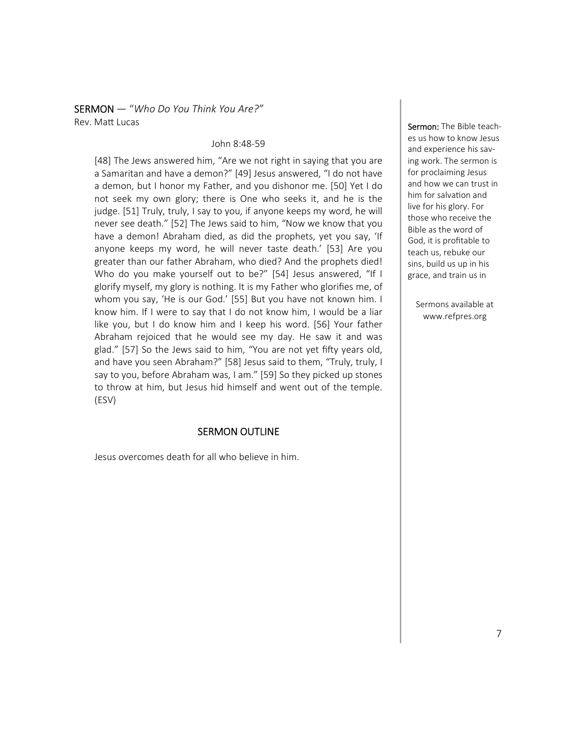**SERMON** — "*Who Do You Think You Are?*"
Rev. Matt Lucas

John 8:48-59

[48] The Jews answered him, "Are we not right in saying that you are a Samaritan and have a demon?" [49] Jesus answered, "I do not have a demon, but I honor my Father, and you dishonor me. [50] Yet I do not seek my own glory; there is One who seeks it, and he is the judge. [51] Truly, truly, I say to you, if anyone keeps my word, he will never see death." [52] The Jews said to him, "Now we know that you have a demon! Abraham died, as did the prophets, yet you say, 'If anyone keeps my word, he will never taste death.' [53] Are you greater than our father Abraham, who died? And the prophets died! Who do you make yourself out to be?" [54] Jesus answered, "If I glorify myself, my glory is nothing. It is my Father who glorifies me, of whom you say, 'He is our God.' [55] But you have not known him. I know him. If I were to say that I do not know him, I would be a liar like you, but I do know him and I keep his word. [56] Your father Abraham rejoiced that he would see my day. He saw it and was glad." [57] So the Jews said to him, "You are not yet fifty years old, and have you seen Abraham?" [58] Jesus said to them, "Truly, truly, I say to you, before Abraham was, I am." [59] So they picked up stones to throw at him, but Jesus hid himself and went out of the temple. (ESV)

## SERMON OUTLINE

Jesus overcomes death for all who believe in him.

**Sermon:** The Bible teaches us how to know Jesus and experience his saving work. The sermon is for proclaiming Jesus and how we can trust in him for salvation and live for his glory. For those who receive the Bible as the word of God, it is profitable to teach us, rebuke our sins, build us up in his grace, and train us in

Sermons available at www.refpres.org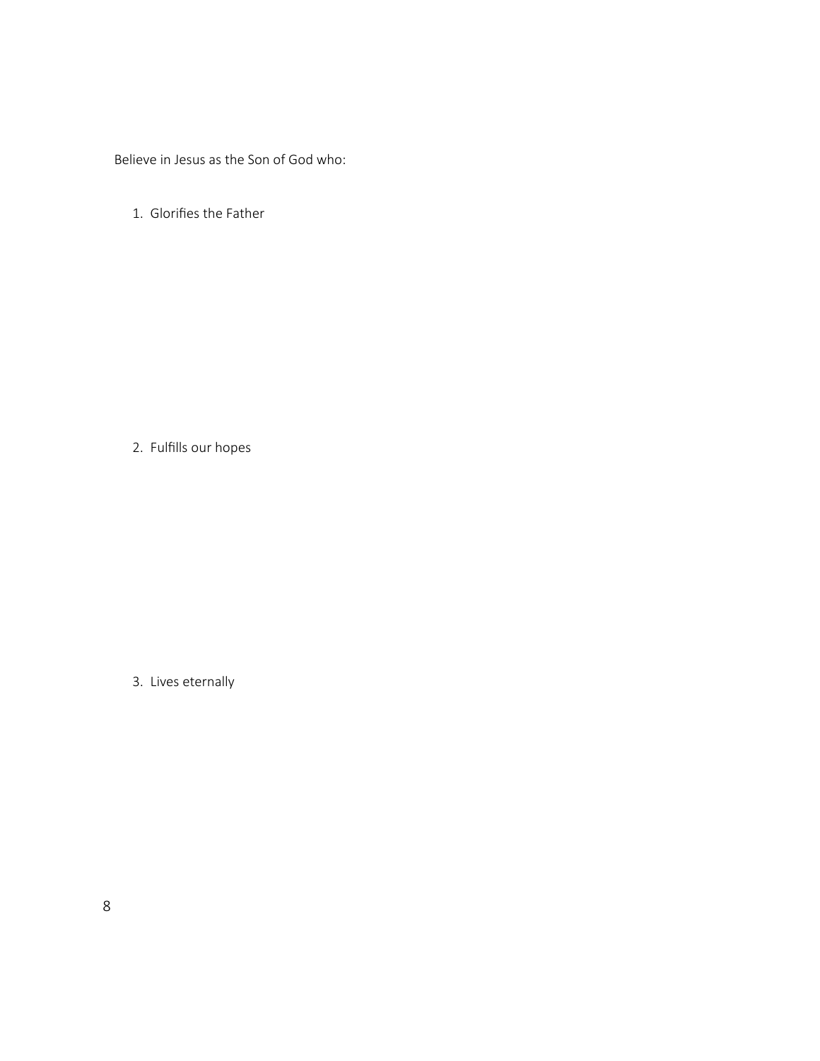Believe in Jesus as the Son of God who:

1. Glorifies the Father

2. Fulfills our hopes

3. Lives eternally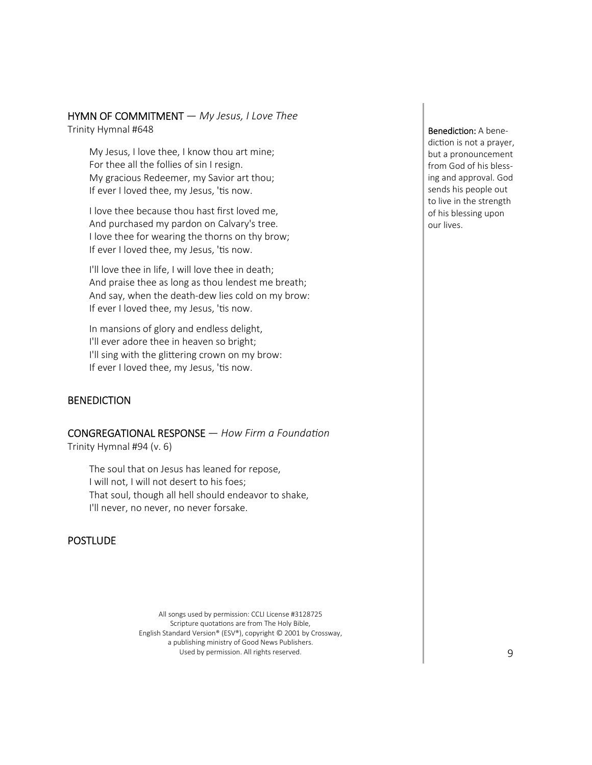## HYMN OF COMMITMENT — *My Jesus, I Love Thee*

Trinity Hymnal #648

My Jesus, I love thee, I know thou art mine;
For thee all the follies of sin I resign.
My gracious Redeemer, my Savior art thou;
If ever I loved thee, my Jesus, 'tis now.

I love thee because thou hast first loved me,
And purchased my pardon on Calvary's tree.
I love thee for wearing the thorns on thy brow;
If ever I loved thee, my Jesus, 'tis now.

I'll love thee in life, I will love thee in death;
And praise thee as long as thou lendest me breath;
And say, when the death-dew lies cold on my brow:
If ever I loved thee, my Jesus, 'tis now.

In mansions of glory and endless delight,
I'll ever adore thee in heaven so bright;
I'll sing with the glittering crown on my brow:
If ever I loved thee, my Jesus, 'tis now.

## BENEDICTION

**Benediction:** A benediction is not a prayer, but a pronouncement from God of his blessing and approval. God sends his people out to live in the strength of his blessing upon our lives.

## CONGREGATIONAL RESPONSE — *How Firm a Foundation*

Trinity Hymnal #94 (v. 6)

The soul that on Jesus has leaned for repose,
I will not, I will not desert to his foes;
That soul, though all hell should endeavor to shake,
I'll never, no never, no never forsake.

## POSTLUDE

All songs used by permission: CCLI License #3128725
Scripture quotations are from The Holy Bible,
English Standard Version® (ESV®), copyright © 2001 by Crossway,
a publishing ministry of Good News Publishers.
Used by permission. All rights reserved.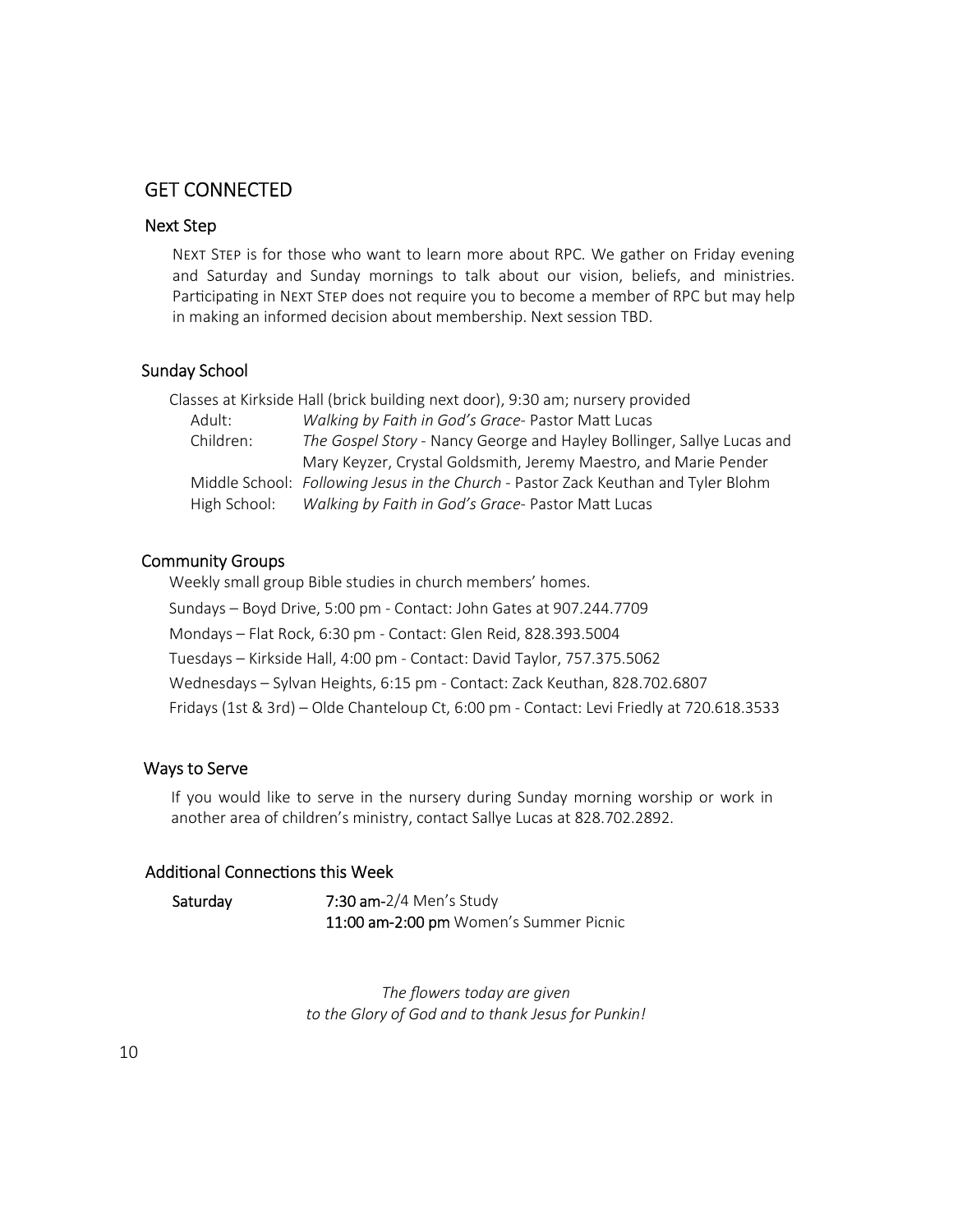# GET CONNECTED

## Next Step

NEXT STEP is for those who want to learn more about RPC. We gather on Friday evening and Saturday and Sunday mornings to talk about our vision, beliefs, and ministries. Participating in NEXT STEP does not require you to become a member of RPC but may help in making an informed decision about membership. Next session TBD.

## Sunday School

Classes at Kirkside Hall (brick building next door), 9:30 am; nursery provided

| | |
|---|---|
| Adult: | *Walking by Faith in God's Grace*- Pastor Matt Lucas |
| Children: | *The Gospel Story* - Nancy George and Hayley Bollinger, Sallye Lucas and Mary Keyzer, Crystal Goldsmith, Jeremy Maestro, and Marie Pender |
| Middle School: | *Following Jesus in the Church* - Pastor Zack Keuthan and Tyler Blohm |
| High School: | *Walking by Faith in God's Grace*- Pastor Matt Lucas |

## Community Groups

Weekly small group Bible studies in church members' homes.

Sundays – Boyd Drive, 5:00 pm - Contact: John Gates at 907.244.7709

Mondays – Flat Rock, 6:30 pm - Contact: Glen Reid, 828.393.5004

Tuesdays – Kirkside Hall, 4:00 pm - Contact: David Taylor, 757.375.5062

Wednesdays – Sylvan Heights, 6:15 pm - Contact: Zack Keuthan, 828.702.6807

Fridays (1st & 3rd) – Olde Chanteloup Ct, 6:00 pm - Contact: Levi Friedly at 720.618.3533

## Ways to Serve

If you would like to serve in the nursery during Sunday morning worship or work in another area of children's ministry, contact Sallye Lucas at 828.702.2892.

## Additional Connections this Week

**Saturday** — **7:30 am**-2/4 Men's Study
**11:00 am-2:00 pm** Women's Summer Picnic

*The flowers today are given*
*to the Glory of God and to thank Jesus for Punkin!*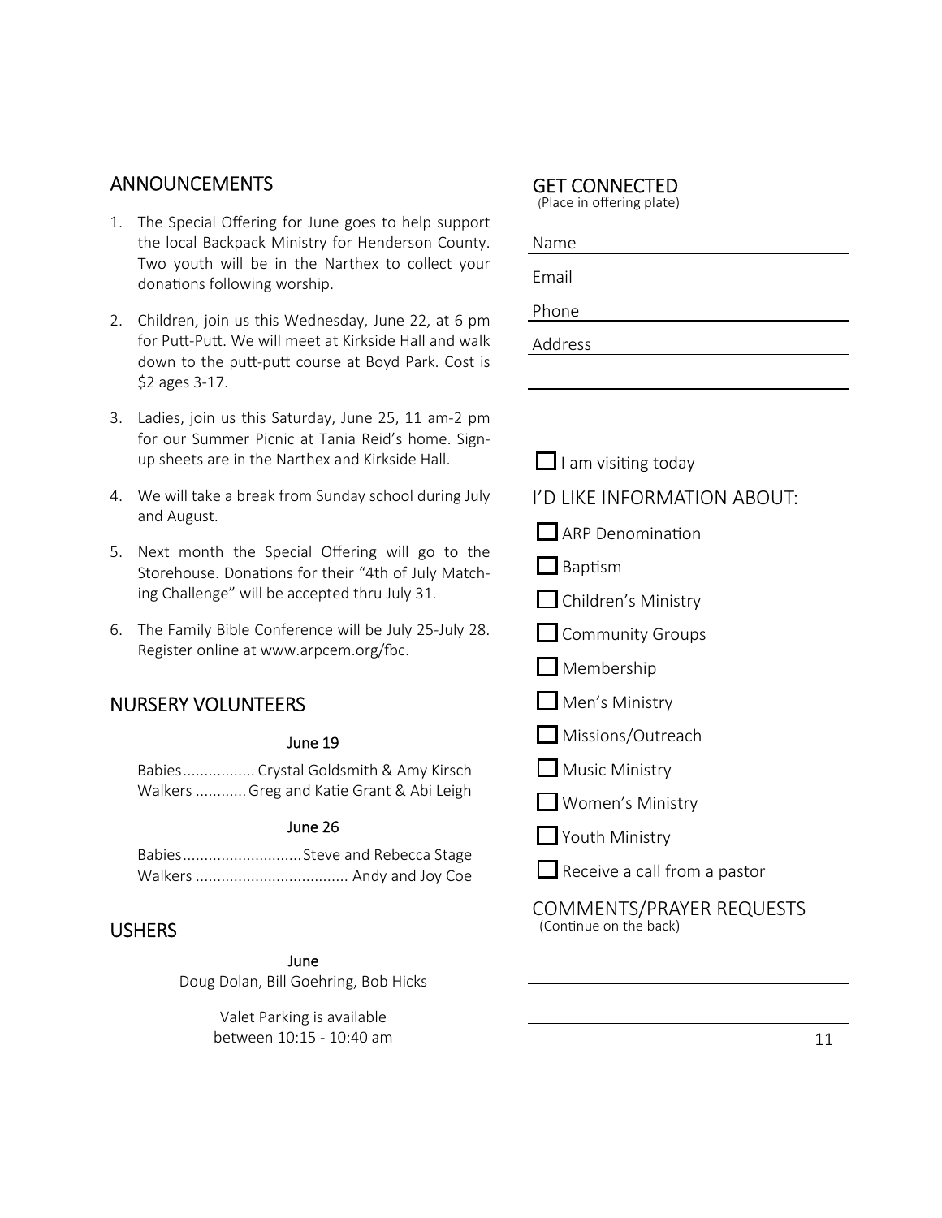## ANNOUNCEMENTS

1. The Special Offering for June goes to help support the local Backpack Ministry for Henderson County. Two youth will be in the Narthex to collect your donations following worship.
2. Children, join us this Wednesday, June 22, at 6 pm for Putt-Putt. We will meet at Kirkside Hall and walk down to the putt-putt course at Boyd Park. Cost is $2 ages 3-17.
3. Ladies, join us this Saturday, June 25, 11 am-2 pm for our Summer Picnic at Tania Reid's home. Sign-up sheets are in the Narthex and Kirkside Hall.
4. We will take a break from Sunday school during July and August.
5. Next month the Special Offering will go to the Storehouse. Donations for their "4th of July Matching Challenge" will be accepted thru July 31.
6. The Family Bible Conference will be July 25-July 28. Register online at www.arpcem.org/fbc.

## NURSERY VOLUNTEERS

**June 19**

Babies................. Crystal Goldsmith & Amy Kirsch
Walkers ............ Greg and Katie Grant & Abi Leigh

**June 26**

Babies............................ Steve and Rebecca Stage
Walkers .................................... Andy and Joy Coe

## USHERS

**June**

Doug Dolan, Bill Goehring, Bob Hicks

Valet Parking is available between 10:15 - 10:40 am

## GET CONNECTED

(Place in offering plate)

Name ____________________

Email ____________________

Phone ____________________

Address ____________________

____________________

☐ I am visiting today

I'D LIKE INFORMATION ABOUT:

☐ ARP Denomination

☐ Baptism

☐ Children's Ministry

☐ Community Groups

☐ Membership

☐ Men's Ministry

☐ Missions/Outreach

☐ Music Ministry

☐ Women's Ministry

☐ Youth Ministry

☐ Receive a call from a pastor

COMMENTS/PRAYER REQUESTS

(Continue on the back)

____________________

____________________

____________________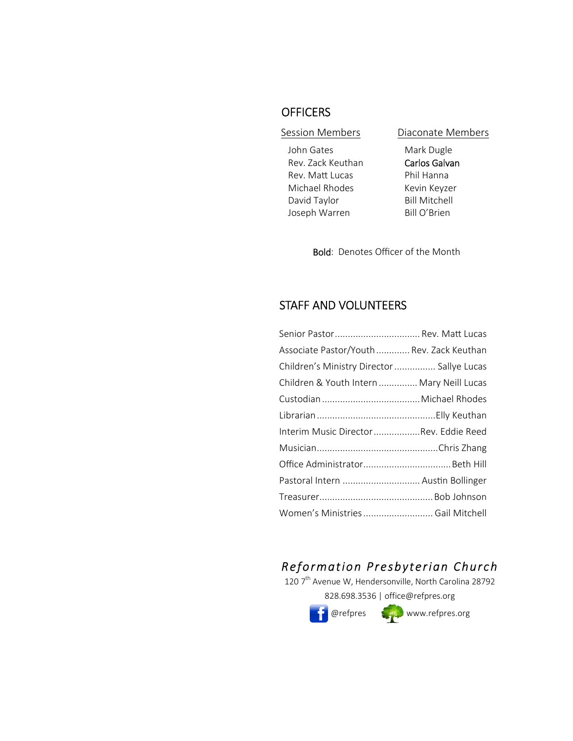## OFFICERS

| Session Members | Diaconate Members |
|---|---|
| John Gates | Mark Dugle |
| Rev. Zack Keuthan | **Carlos Galvan** |
| Rev. Matt Lucas | Phil Hanna |
| Michael Rhodes | Kevin Keyzer |
| David Taylor | Bill Mitchell |
| Joseph Warren | Bill O'Brien |

**Bold**: Denotes Officer of the Month

## STAFF AND VOLUNTEERS

Senior Pastor................................. Rev. Matt Lucas
Associate Pastor/Youth............. Rev. Zack Keuthan
Children's Ministry Director................ Sallye Lucas
Children & Youth Intern ............... Mary Neill Lucas
Custodian ......................................Michael Rhodes
Librarian ..............................................Elly Keuthan
Interim Music Director..................Rev. Eddie Reed
Musician...............................................Chris Zhang
Office Administrator..................................Beth Hill
Pastoral Intern .............................. Austin Bollinger
Treasurer............................................Bob Johnson
Women's Ministries ........................... Gail Mitchell

*Reformation Presbyterian Church*

120 7th Avenue W, Hendersonville, North Carolina 28792

828.698.3536 | office@refpres.org

@refpres www.refpres.org